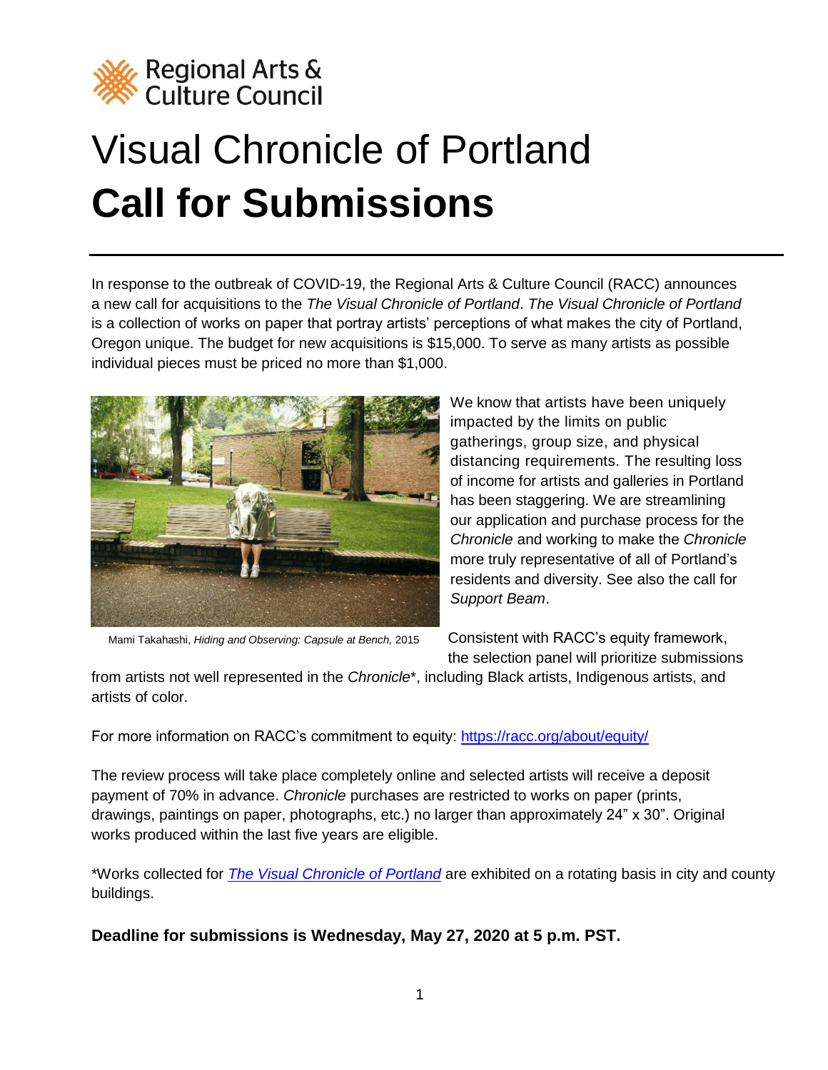Regional Arts & Culture Council

# Visual Chronicle of Portland
# **Call for Submissions**

In response to the outbreak of COVID-19, the Regional Arts & Culture Council (RACC) announces a new call for acquisitions to the *The Visual Chronicle of Portland*. *The Visual Chronicle of Portland* is a collection of works on paper that portray artists' perceptions of what makes the city of Portland, Oregon unique. The budget for new acquisitions is $15,000. To serve as many artists as possible individual pieces must be priced no more than $1,000.

Mami Takahashi, *Hiding and Observing: Capsule at Bench,* 2015

We know that artists have been uniquely impacted by the limits on public gatherings, group size, and physical distancing requirements. The resulting loss of income for artists and galleries in Portland has been staggering. We are streamlining our application and purchase process for the *Chronicle* and working to make the *Chronicle* more truly representative of all of Portland's residents and diversity. See also the call for *Support Beam*.

Consistent with RACC's equity framework, the selection panel will prioritize submissions from artists not well represented in the *Chronicle*\*, including Black artists, Indigenous artists, and artists of color.

For more information on RACC's commitment to equity: [https://racc.org/about/equity/](https://racc.org/about/equity/)

The review process will take place completely online and selected artists will receive a deposit payment of 70% in advance. *Chronicle* purchases are restricted to works on paper (prints, drawings, paintings on paper, photographs, etc.) no larger than approximately 24" x 30". Original works produced within the last five years are eligible.

*Works collected for [*The Visual Chronicle of Portland*]() are exhibited on a rotating basis in city and county buildings.

**Deadline for submissions is Wednesday, May 27, 2020 at 5 p.m. PST.**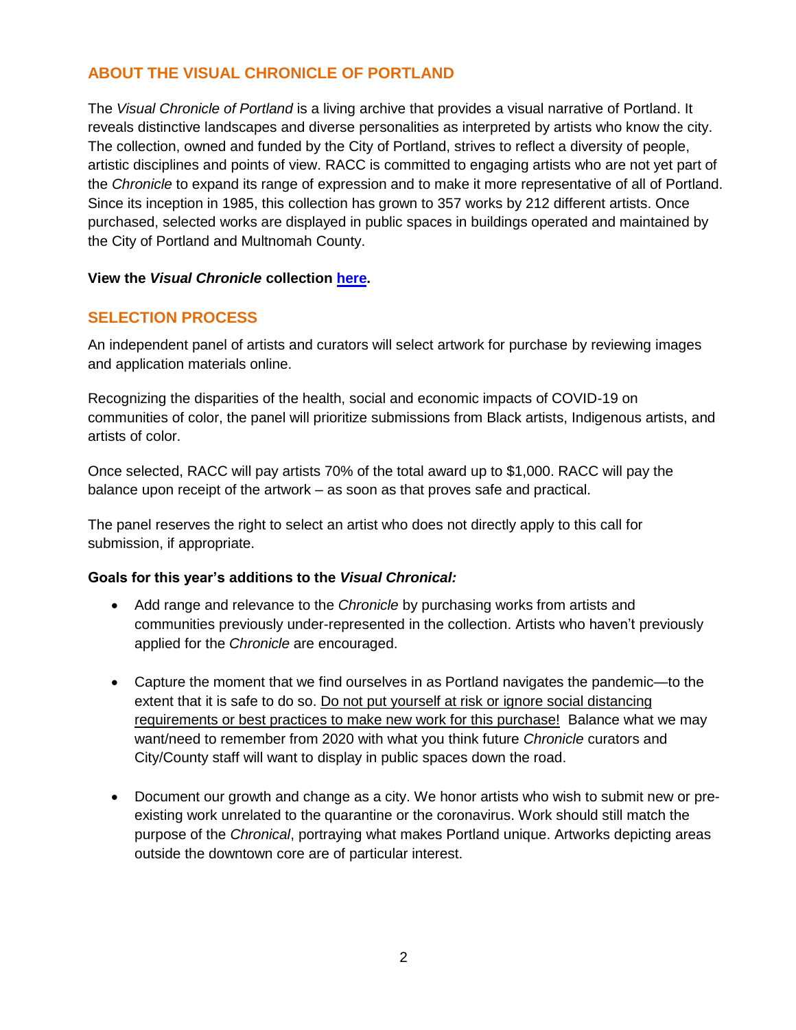## ABOUT THE VISUAL CHRONICLE OF PORTLAND

The *Visual Chronicle of Portland* is a living archive that provides a visual narrative of Portland. It reveals distinctive landscapes and diverse personalities as interpreted by artists who know the city. The collection, owned and funded by the City of Portland, strives to reflect a diversity of people, artistic disciplines and points of view. RACC is committed to engaging artists who are not yet part of the *Chronicle* to expand its range of expression and to make it more representative of all of Portland. Since its inception in 1985, this collection has grown to 357 works by 212 different artists. Once purchased, selected works are displayed in public spaces in buildings operated and maintained by the City of Portland and Multnomah County.

**View the *Visual Chronicle* collection [here](#).**

## SELECTION PROCESS

An independent panel of artists and curators will select artwork for purchase by reviewing images and application materials online.

Recognizing the disparities of the health, social and economic impacts of COVID-19 on communities of color, the panel will prioritize submissions from Black artists, Indigenous artists, and artists of color.

Once selected, RACC will pay artists 70% of the total award up to $1,000. RACC will pay the balance upon receipt of the artwork – as soon as that proves safe and practical.

The panel reserves the right to select an artist who does not directly apply to this call for submission, if appropriate.

**Goals for this year's additions to the *Visual Chronical:***

- Add range and relevance to the *Chronicle* by purchasing works from artists and communities previously under-represented in the collection. Artists who haven't previously applied for the *Chronicle* are encouraged.

- Capture the moment that we find ourselves in as Portland navigates the pandemic—to the extent that it is safe to do so. <u>Do not put yourself at risk or ignore social distancing requirements or best practices to make new work for this purchase!</u> Balance what we may want/need to remember from 2020 with what you think future *Chronicle* curators and City/County staff will want to display in public spaces down the road.

- Document our growth and change as a city. We honor artists who wish to submit new or pre-existing work unrelated to the quarantine or the coronavirus. Work should still match the purpose of the *Chronical*, portraying what makes Portland unique. Artworks depicting areas outside the downtown core are of particular interest.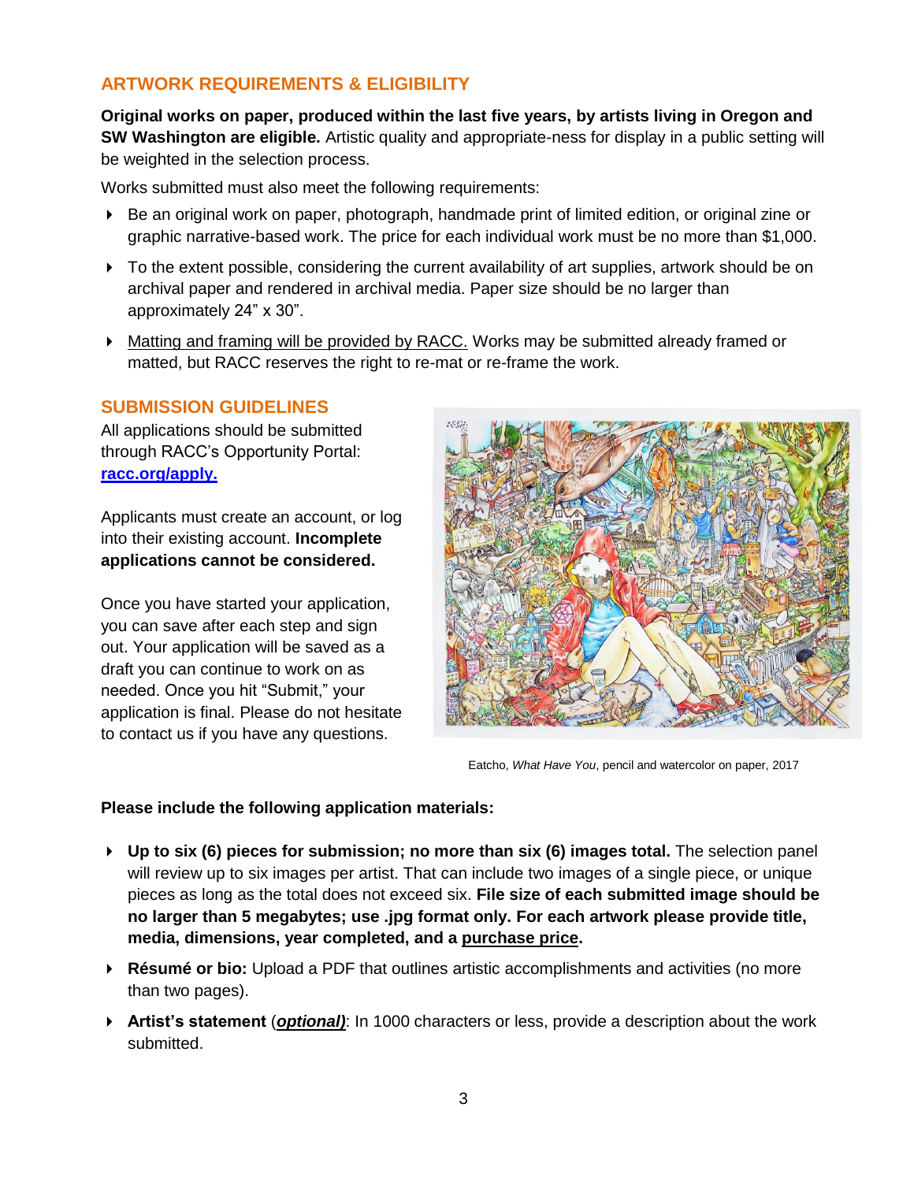## ARTWORK REQUIREMENTS & ELIGIBILITY

**Original works on paper, produced within the last five years, by artists living in Oregon and SW Washington are eligible.** Artistic quality and appropriate-ness for display in a public setting will be weighted in the selection process.

Works submitted must also meet the following requirements:

- Be an original work on paper, photograph, handmade print of limited edition, or original zine or graphic narrative-based work. The price for each individual work must be no more than $1,000.
- To the extent possible, considering the current availability of art supplies, artwork should be on archival paper and rendered in archival media. Paper size should be no larger than approximately 24" x 30".
- Matting and framing will be provided by RACC. Works may be submitted already framed or matted, but RACC reserves the right to re-mat or re-frame the work.

## SUBMISSION GUIDELINES

All applications should be submitted through RACC's Opportunity Portal: **[racc.org/apply.](racc.org/apply)**

Applicants must create an account, or log into their existing account. **Incomplete applications cannot be considered.**

Once you have started your application, you can save after each step and sign out. Your application will be saved as a draft you can continue to work on as needed. Once you hit "Submit," your application is final. Please do not hesitate to contact us if you have any questions.

Eatcho, *What Have You*, pencil and watercolor on paper, 2017

**Please include the following application materials:**

- **Up to six (6) pieces for submission; no more than six (6) images total.** The selection panel will review up to six images per artist. That can include two images of a single piece, or unique pieces as long as the total does not exceed six. **File size of each submitted image should be no larger than 5 megabytes; use .jpg format only. For each artwork please provide title, media, dimensions, year completed, and a purchase price.**
- **Résumé or bio:** Upload a PDF that outlines artistic accomplishments and activities (no more than two pages).
- **Artist's statement** (***optional)***: In 1000 characters or less, provide a description about the work submitted.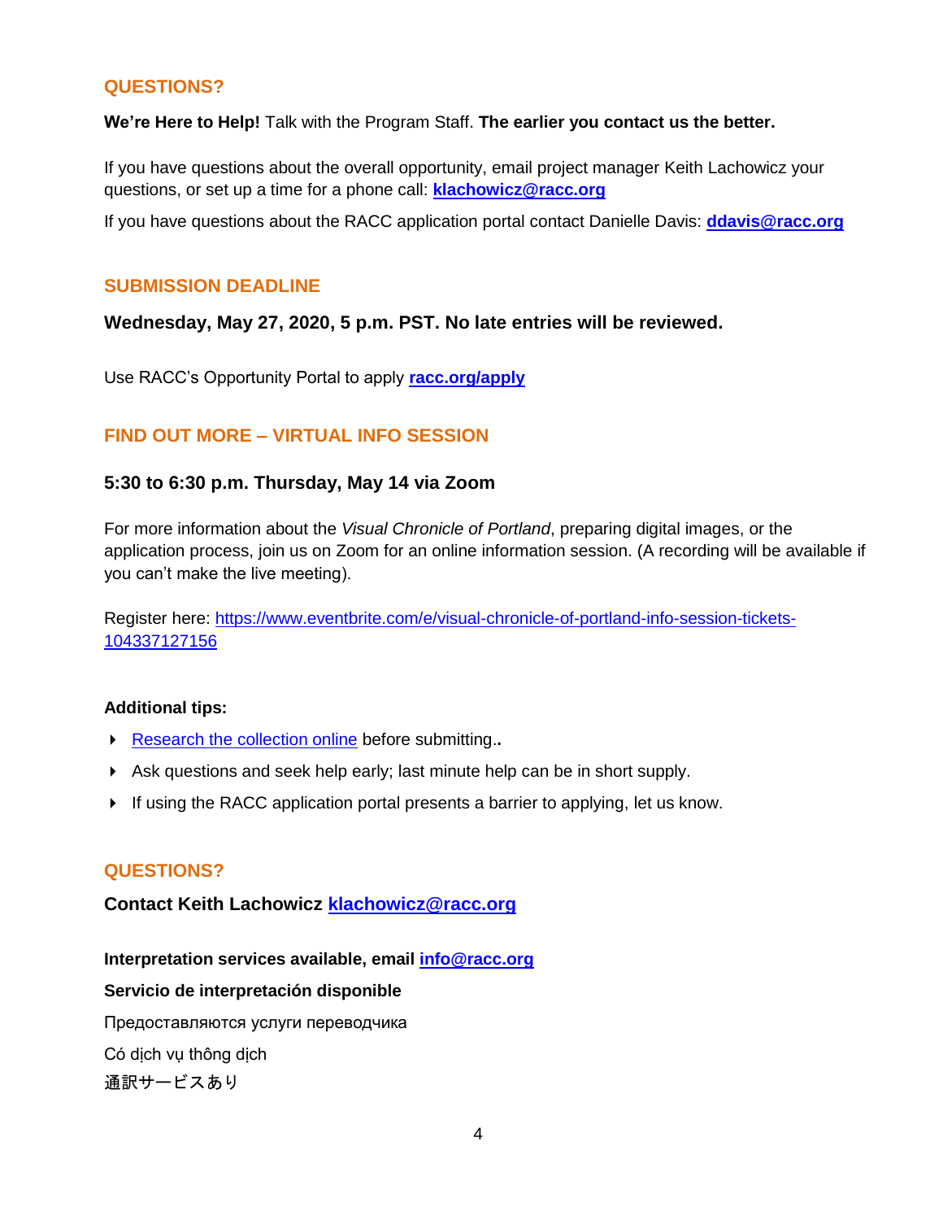## QUESTIONS?

**We're Here to Help!** Talk with the Program Staff. **The earlier you contact us the better.**

If you have questions about the overall opportunity, email project manager Keith Lachowicz your questions, or set up a time for a phone call: **klachowicz@racc.org**

If you have questions about the RACC application portal contact Danielle Davis: **ddavis@racc.org**

## SUBMISSION DEADLINE

**Wednesday, May 27, 2020, 5 p.m. PST. No late entries will be reviewed.**

Use RACC's Opportunity Portal to apply **racc.org/apply**

## FIND OUT MORE – VIRTUAL INFO SESSION

### 5:30 to 6:30 p.m. Thursday, May 14 via Zoom

For more information about the *Visual Chronicle of Portland*, preparing digital images, or the application process, join us on Zoom for an online information session. (A recording will be available if you can't make the live meeting).

Register here: https://www.eventbrite.com/e/visual-chronicle-of-portland-info-session-tickets-104337127156

**Additional tips:**

- Research the collection online before submitting..
- Ask questions and seek help early; last minute help can be in short supply.
- If using the RACC application portal presents a barrier to applying, let us know.

## QUESTIONS?

**Contact Keith Lachowicz klachowicz@racc.org**

**Interpretation services available, email info@racc.org**

**Servicio de interpretación disponible**

Предоставляются услуги переводчика

Có dịch vụ thông dịch

通訳サービスあり